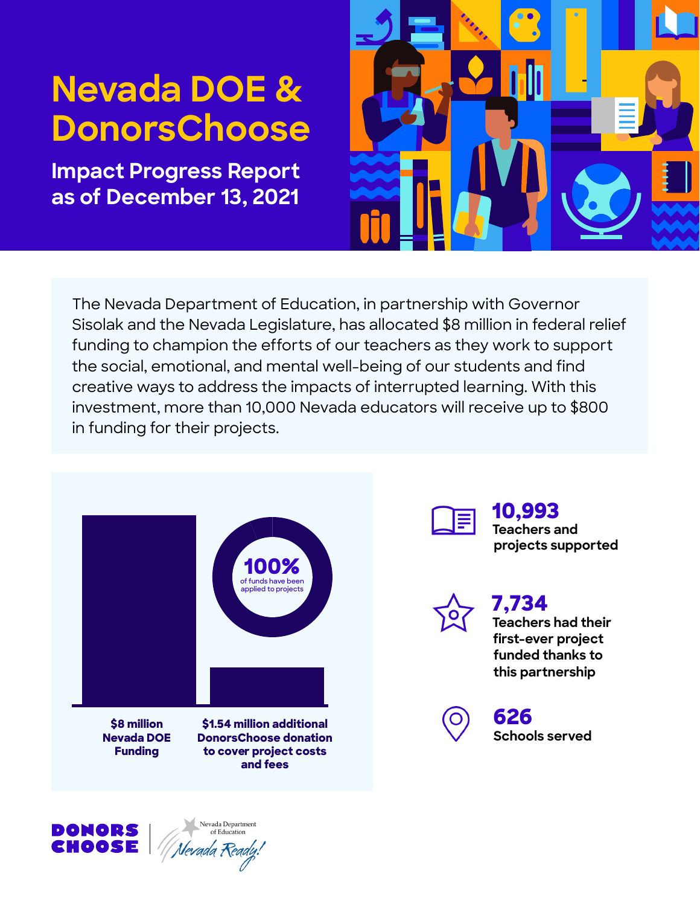# Nevada DOE & DonorsChoose

## Impact Progress Report as of December 13, 2021

The Nevada Department of Education, in partnership with Governor Sisolak and the Nevada Legislature, has allocated $8 million in federal relief funding to champion the efforts of our teachers as they work to support the social, emotional, and mental well-being of our students and find creative ways to address the impacts of interrupted learning. With this investment, more than 10,000 Nevada educators will receive up to $800 in funding for their projects.

**100%** of funds have been applied to projects

**$8 million Nevada DOE Funding**

**$1.54 million additional DonorsChoose donation to cover project costs and fees**

**10,993**
**Teachers and projects supported**

**7,734**
**Teachers had their first-ever project funded thanks to this partnership**

**626**
**Schools served**

DONORS CHOOSE | Nevada Department of Education — Nevada Ready!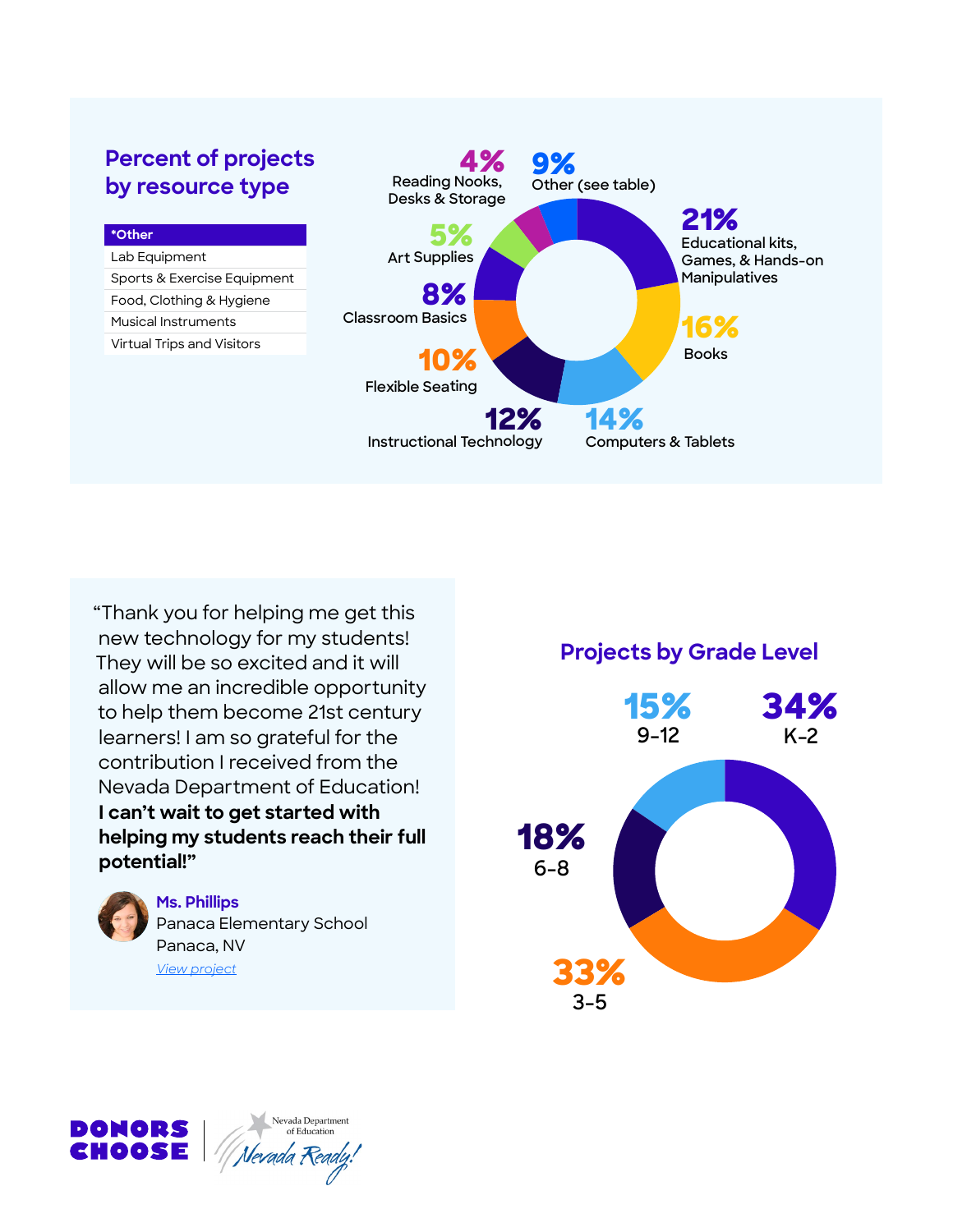## Percent of projects by resource type

| *Other |
| --- |
| Lab Equipment |
| Sports & Exercise Equipment |
| Food, Clothing & Hygiene |
| Musical Instruments |
| Virtual Trips and Visitors |

- 21% Educational kits, Games, & Hands-on Manipulatives
- 16% Books
- 14% Computers & Tablets
- 12% Instructional Technology
- 10% Flexible Seating
- 8% Classroom Basics
- 5% Art Supplies
- 4% Reading Nooks, Desks & Storage
- 9% Other (see table)

"Thank you for helping me get this new technology for my students! They will be so excited and it will allow me an incredible opportunity to help them become 21st century learners! I am so grateful for the contribution I received from the Nevada Department of Education! **I can't wait to get started with helping my students reach their full potential!"**

**Ms. Phillips**
Panaca Elementary School
Panaca, NV
*View project*

## Projects by Grade Level

- 34% K-2
- 33% 3-5
- 18% 6-8
- 15% 9-12

DONORS CHOOSE | Nevada Department of Education — Nevada Ready!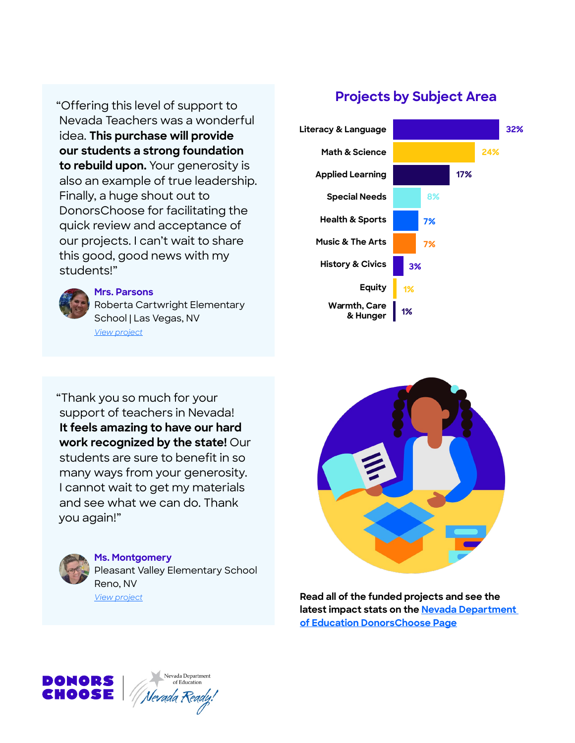"Offering this level of support to Nevada Teachers was a wonderful idea. **This purchase will provide our students a strong foundation to rebuild upon.** Your generosity is also an example of true leadership. Finally, a huge shout out to DonorsChoose for facilitating the quick review and acceptance of our projects. I can't wait to share this good, good news with my students!"

**Mrs. Parsons**
Roberta Cartwright Elementary School | Las Vegas, NV
*View project*

## Projects by Subject Area

Literacy & Language 32%
Math & Science 24%
Applied Learning 17%
Special Needs 8%
Health & Sports 7%
Music & The Arts 7%
History & Civics 3%
Equity 1%
Warmth, Care & Hunger 1%

"Thank you so much for your support of teachers in Nevada! **It feels amazing to have our hard work recognized by the state!** Our students are sure to benefit in so many ways from your generosity. I cannot wait to get my materials and see what we can do. Thank you again!"

**Ms. Montgomery**
Pleasant Valley Elementary School
Reno, NV
*View project*

**Read all of the funded projects and see the latest impact stats on the [Nevada Department of Education DonorsChoose Page]()**

DONORS CHOOSE | Nevada Department of Education Nevada Ready!